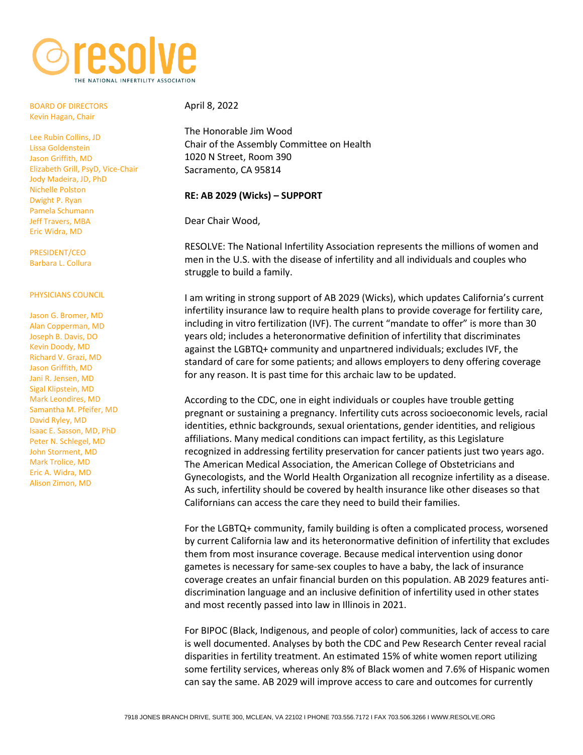# resolve

THE NATIONAL INFERTILITY ASSOCIATION

BOARD OF DIRECTORS
Kevin Hagan, Chair

Lee Rubin Collins, JD
Lissa Goldenstein
Jason Griffith, MD
Elizabeth Grill, PsyD, Vice-Chair
Jody Madeira, JD, PhD
Nichelle Polston
Dwight P. Ryan
Pamela Schumann
Jeff Travers, MBA
Eric Widra, MD

PRESIDENT/CEO
Barbara L. Collura

PHYSICIANS COUNCIL

Jason G. Bromer, MD
Alan Copperman, MD
Joseph B. Davis, DO
Kevin Doody, MD
Richard V. Grazi, MD
Jason Griffith, MD
Jani R. Jensen, MD
Sigal Klipstein, MD
Mark Leondires, MD
Samantha M. Pfeifer, MD
David Ryley, MD
Isaac E. Sasson, MD, PhD
Peter N. Schlegel, MD
John Storment, MD
Mark Trolice, MD
Eric A. Widra, MD
Alison Zimon, MD

April 8, 2022

The Honorable Jim Wood
Chair of the Assembly Committee on Health
1020 N Street, Room 390
Sacramento, CA 95814

**RE: AB 2029 (Wicks) – SUPPORT**

Dear Chair Wood,

RESOLVE: The National Infertility Association represents the millions of women and men in the U.S. with the disease of infertility and all individuals and couples who struggle to build a family.

I am writing in strong support of AB 2029 (Wicks), which updates California's current infertility insurance law to require health plans to provide coverage for fertility care, including in vitro fertilization (IVF). The current "mandate to offer" is more than 30 years old; includes a heteronormative definition of infertility that discriminates against the LGBTQ+ community and unpartnered individuals; excludes IVF, the standard of care for some patients; and allows employers to deny offering coverage for any reason. It is past time for this archaic law to be updated.

According to the CDC, one in eight individuals or couples have trouble getting pregnant or sustaining a pregnancy. Infertility cuts across socioeconomic levels, racial identities, ethnic backgrounds, sexual orientations, gender identities, and religious affiliations. Many medical conditions can impact fertility, as this Legislature recognized in addressing fertility preservation for cancer patients just two years ago. The American Medical Association, the American College of Obstetricians and Gynecologists, and the World Health Organization all recognize infertility as a disease. As such, infertility should be covered by health insurance like other diseases so that Californians can access the care they need to build their families.

For the LGBTQ+ community, family building is often a complicated process, worsened by current California law and its heteronormative definition of infertility that excludes them from most insurance coverage. Because medical intervention using donor gametes is necessary for same-sex couples to have a baby, the lack of insurance coverage creates an unfair financial burden on this population. AB 2029 features anti-discrimination language and an inclusive definition of infertility used in other states and most recently passed into law in Illinois in 2021.

For BIPOC (Black, Indigenous, and people of color) communities, lack of access to care is well documented. Analyses by both the CDC and Pew Research Center reveal racial disparities in fertility treatment. An estimated 15% of white women report utilizing some fertility services, whereas only 8% of Black women and 7.6% of Hispanic women can say the same. AB 2029 will improve access to care and outcomes for currently

7918 JONES BRANCH DRIVE, SUITE 300, MCLEAN, VA 22102 I PHONE 703.556.7172 I FAX 703.506.3266 I WWW.RESOLVE.ORG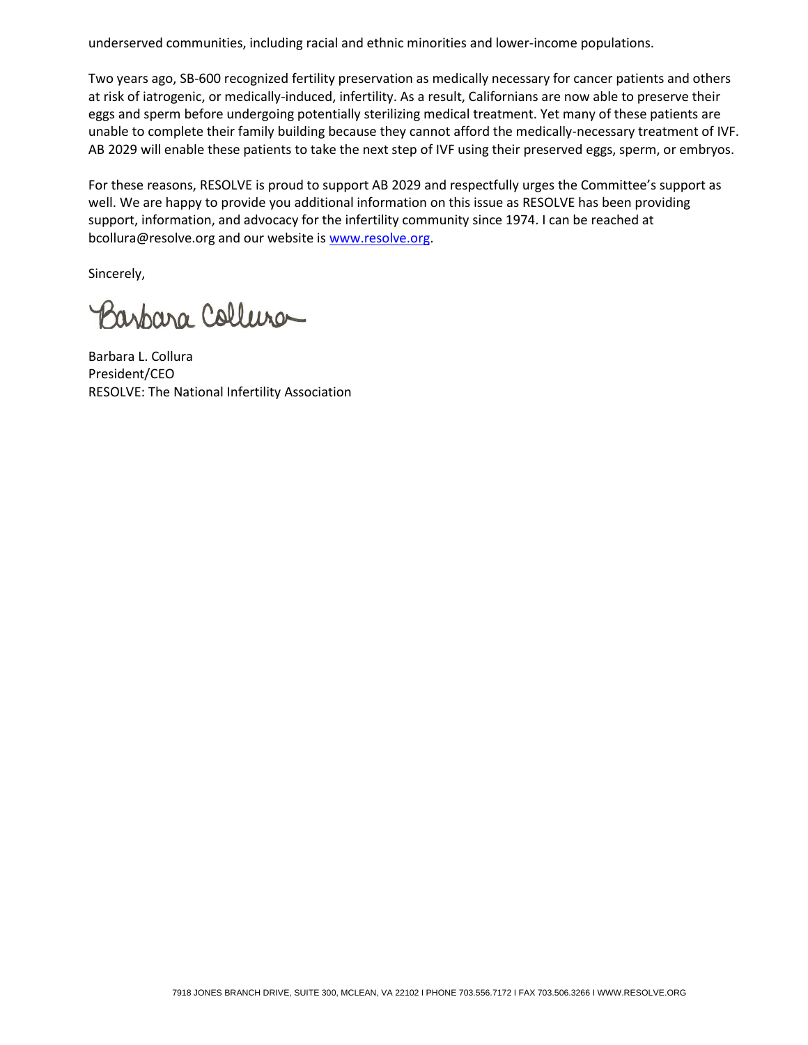underserved communities, including racial and ethnic minorities and lower-income populations.

Two years ago, SB-600 recognized fertility preservation as medically necessary for cancer patients and others at risk of iatrogenic, or medically-induced, infertility. As a result, Californians are now able to preserve their eggs and sperm before undergoing potentially sterilizing medical treatment. Yet many of these patients are unable to complete their family building because they cannot afford the medically-necessary treatment of IVF. AB 2029 will enable these patients to take the next step of IVF using their preserved eggs, sperm, or embryos.

For these reasons, RESOLVE is proud to support AB 2029 and respectfully urges the Committee's support as well. We are happy to provide you additional information on this issue as RESOLVE has been providing support, information, and advocacy for the infertility community since 1974. I can be reached at bcollura@resolve.org and our website is [www.resolve.org](http://www.resolve.org).

Sincerely,

Barbara Collura

Barbara L. Collura
President/CEO
RESOLVE: The National Infertility Association

7918 JONES BRANCH DRIVE, SUITE 300, MCLEAN, VA 22102 I PHONE 703.556.7172 I FAX 703.506.3266 I WWW.RESOLVE.ORG